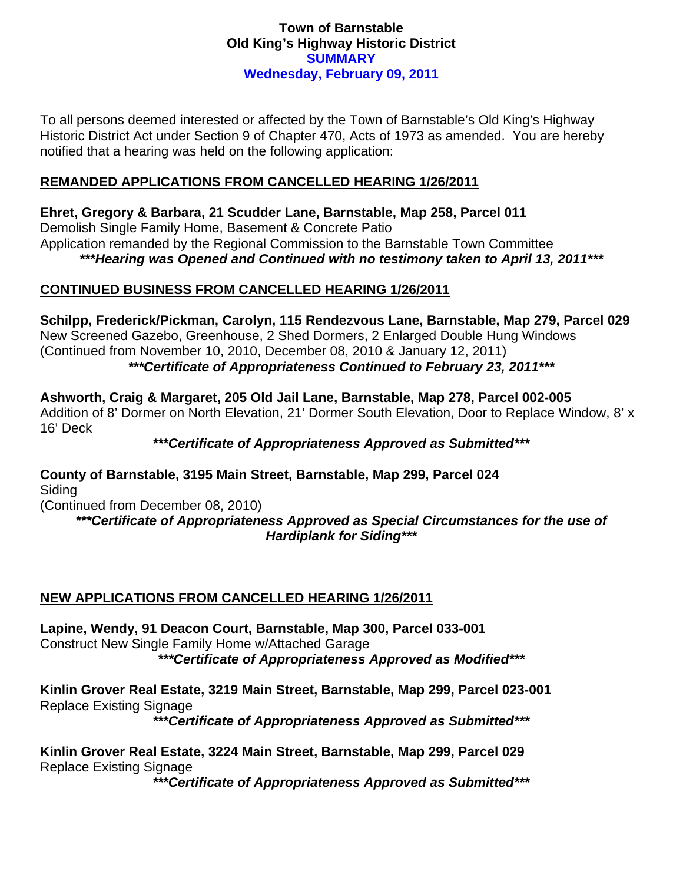**Town of Barnstable**
**Old King's Highway Historic District**
**SUMMARY**
**Wednesday, February 09, 2011**

To all persons deemed interested or affected by the Town of Barnstable's Old King's Highway Historic District Act under Section 9 of Chapter 470, Acts of 1973 as amended. You are hereby notified that a hearing was held on the following application:

## REMANDED APPLICATIONS FROM CANCELLED HEARING 1/26/2011

**Ehret, Gregory & Barbara, 21 Scudder Lane, Barnstable, Map 258, Parcel 011**
Demolish Single Family Home, Basement & Concrete Patio
Application remanded by the Regional Commission to the Barnstable Town Committee
***\*\*\*Hearing was Opened and Continued with no testimony taken to April 13, 2011\*\*\****

## CONTINUED BUSINESS FROM CANCELLED HEARING 1/26/2011

**Schilpp, Frederick/Pickman, Carolyn, 115 Rendezvous Lane, Barnstable, Map 279, Parcel 029**
New Screened Gazebo, Greenhouse, 2 Shed Dormers, 2 Enlarged Double Hung Windows
(Continued from November 10, 2010, December 08, 2010 & January 12, 2011)
***\*\*\*Certificate of Appropriateness Continued to February 23, 2011\*\*\****

**Ashworth, Craig & Margaret, 205 Old Jail Lane, Barnstable, Map 278, Parcel 002-005**
Addition of 8' Dormer on North Elevation, 21' Dormer South Elevation, Door to Replace Window, 8' x 16' Deck
***\*\*\*Certificate of Appropriateness Approved as Submitted\*\*\****

**County of Barnstable, 3195 Main Street, Barnstable, Map 299, Parcel 024**
Siding
(Continued from December 08, 2010)
***\*\*\*Certificate of Appropriateness Approved as Special Circumstances for the use of Hardiplank for Siding\*\*\****

## NEW APPLICATIONS FROM CANCELLED HEARING 1/26/2011

**Lapine, Wendy, 91 Deacon Court, Barnstable, Map 300, Parcel 033-001**
Construct New Single Family Home w/Attached Garage
***\*\*\*Certificate of Appropriateness Approved as Modified\*\*\****

**Kinlin Grover Real Estate, 3219 Main Street, Barnstable, Map 299, Parcel 023-001**
Replace Existing Signage
***\*\*\*Certificate of Appropriateness Approved as Submitted\*\*\****

**Kinlin Grover Real Estate, 3224 Main Street, Barnstable, Map 299, Parcel 029**
Replace Existing Signage
***\*\*\*Certificate of Appropriateness Approved as Submitted\*\*\****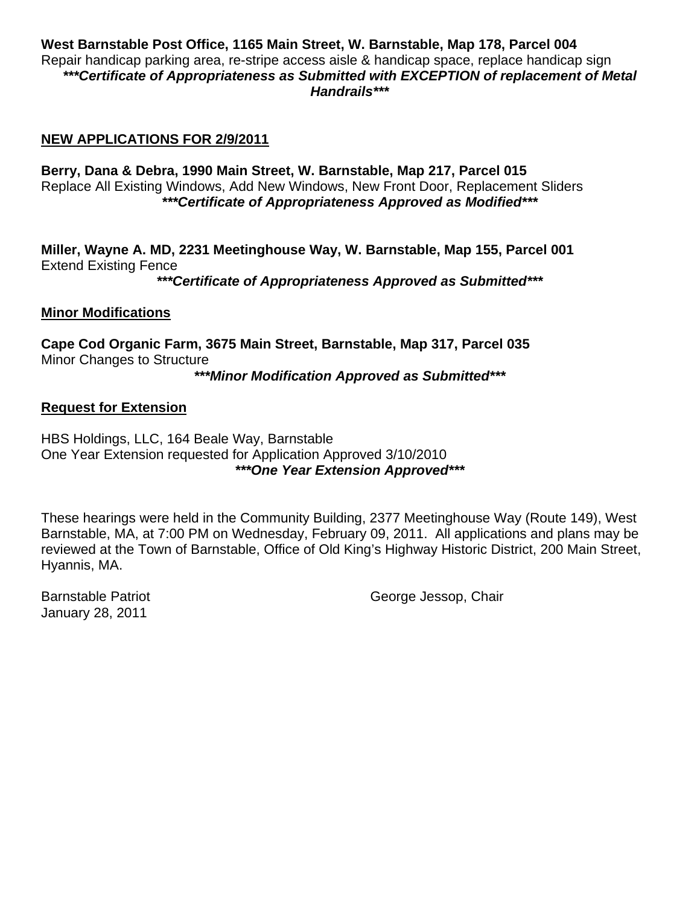**West Barnstable Post Office, 1165 Main Street, W. Barnstable, Map 178, Parcel 004**
Repair handicap parking area, re-stripe access aisle & handicap space, replace handicap sign

***\*\*\*Certificate of Appropriateness as Submitted with EXCEPTION of replacement of Metal Handrails\*\*\****

**<u>NEW APPLICATIONS FOR 2/9/2011</u>**

**Berry, Dana & Debra, 1990 Main Street, W. Barnstable, Map 217, Parcel 015**
Replace All Existing Windows, Add New Windows, New Front Door, Replacement Sliders

***\*\*\*Certificate of Appropriateness Approved as Modified\*\*\****

**Miller, Wayne A. MD, 2231 Meetinghouse Way, W. Barnstable, Map 155, Parcel 001**
Extend Existing Fence

***\*\*\*Certificate of Appropriateness Approved as Submitted\*\*\****

**<u>Minor Modifications</u>**

**Cape Cod Organic Farm, 3675 Main Street, Barnstable, Map 317, Parcel 035**
Minor Changes to Structure

***\*\*\*Minor Modification Approved as Submitted\*\*\****

**<u>Request for Extension</u>**

HBS Holdings, LLC, 164 Beale Way, Barnstable
One Year Extension requested for Application Approved 3/10/2010

***\*\*\*One Year Extension Approved\*\*\****

These hearings were held in the Community Building, 2377 Meetinghouse Way (Route 149), West Barnstable, MA, at 7:00 PM on Wednesday, February 09, 2011. All applications and plans may be reviewed at the Town of Barnstable, Office of Old King's Highway Historic District, 200 Main Street, Hyannis, MA.

Barnstable Patriot
January 28, 2011

George Jessop, Chair